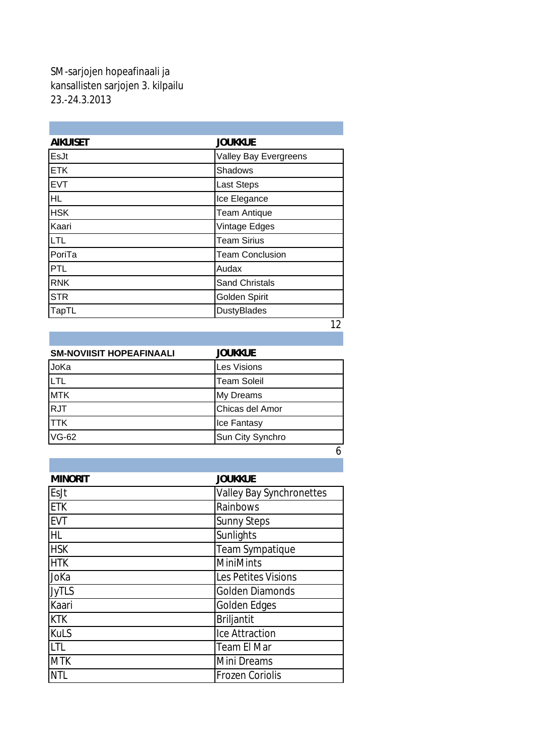SM-sarjojen hopeafinaali ja
kansallisten sarjojen 3. kilpailu
23.-24.3.2013

| AIKUISET | JOUKKUE |
|---|---|
| EsJt | Valley Bay Evergreens |
| ETK | Shadows |
| EVT | Last Steps |
| HL | Ice Elegance |
| HSK | Team Antique |
| Kaari | Vintage Edges |
| LTL | Team Sirius |
| PoriTa | Team Conclusion |
| PTL | Audax |
| RNK | Sand Christals |
| STR | Golden Spirit |
| TapTL | DustyBlades |
| | 12 |

| SM-NOVIISIT HOPEAFINAALI | JOUKKUE |
|---|---|
| JoKa | Les Visions |
| LTL | Team Soleil |
| MTK | My Dreams |
| RJT | Chicas del Amor |
| TTK | Ice Fantasy |
| VG-62 | Sun City Synchro |
| | 6 |

| MINORIT | JOUKKUE |
|---|---|
| EsJt | Valley Bay Synchronettes |
| ETK | Rainbows |
| EVT | Sunny Steps |
| HL | Sunlights |
| HSK | Team Sympatique |
| HTK | MiniMints |
| JoKa | Les Petites Visions |
| JyTLS | Golden Diamonds |
| Kaari | Golden Edges |
| KTK | Briljantit |
| KuLS | Ice Attraction |
| LTL | Team El Mar |
| MTK | Mini Dreams |
| NTL | Frozen Coriolis |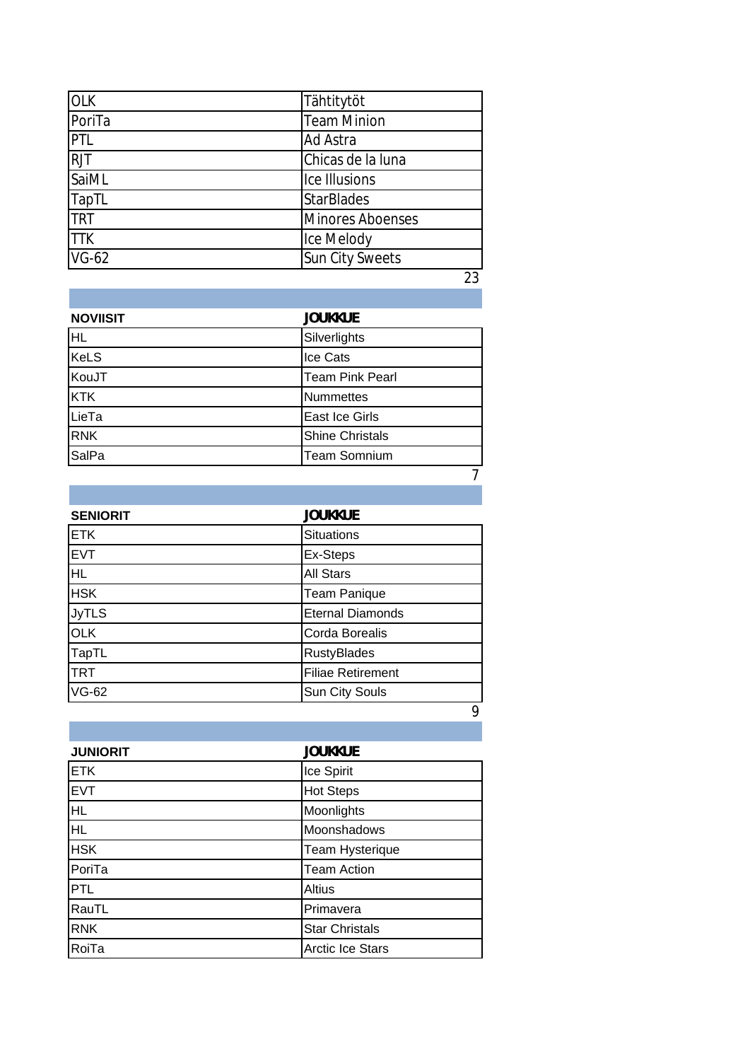| | |
|---|---|
| OLK | Tähtitytöt |
| PoriTa | Team Minion |
| PTL | Ad Astra |
| RJT | Chicas de la luna |
| SaiML | Ice Illusions |
| TapTL | StarBlades |
| TRT | Minores Aboenses |
| TTK | Ice Melody |
| VG-62 | Sun City Sweets |

23

| NOVIISIT | JOUKKUE |
|---|---|
| HL | Silverlights |
| KeLS | Ice Cats |
| KouJT | Team Pink Pearl |
| KTK | Nummettes |
| LieTa | East Ice Girls |
| RNK | Shine Christals |
| SalPa | Team Somnium |

7

| SENIORIT | JOUKKUE |
|---|---|
| ETK | Situations |
| EVT | Ex-Steps |
| HL | All Stars |
| HSK | Team Panique |
| JyTLS | Eternal Diamonds |
| OLK | Corda Borealis |
| TapTL | RustyBlades |
| TRT | Filiae Retirement |
| VG-62 | Sun City Souls |

9

| JUNIORIT | JOUKKUE |
|---|---|
| ETK | Ice Spirit |
| EVT | Hot Steps |
| HL | Moonlights |
| HL | Moonshadows |
| HSK | Team Hysterique |
| PoriTa | Team Action |
| PTL | Altius |
| RauTL | Primavera |
| RNK | Star Christals |
| RoiTa | Arctic Ice Stars |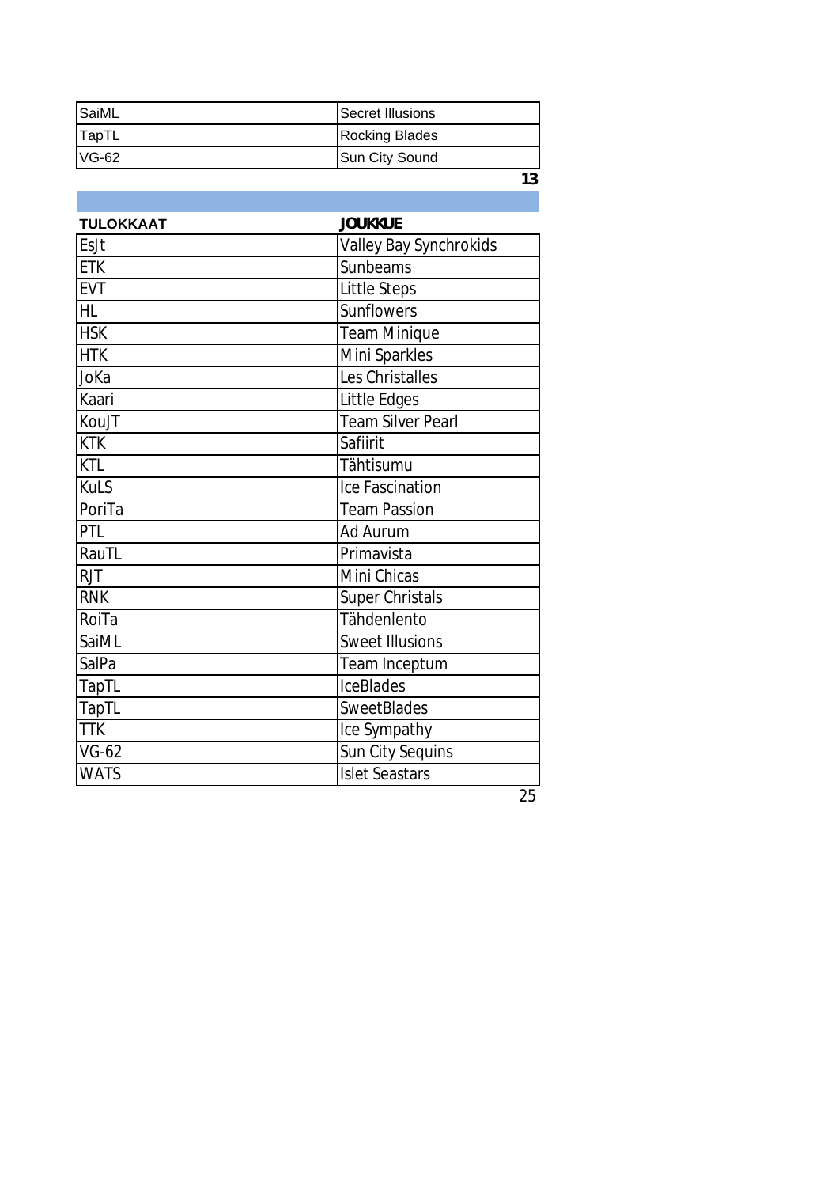| | |
|---|---|
| SaiML | Secret Illusions |
| TapTL | Rocking Blades |
| VG-62 | Sun City Sound |

**13**

| TULOKKAAT | JOUKKUE |
|---|---|
| EsJt | Valley Bay Synchrokids |
| ETK | Sunbeams |
| EVT | Little Steps |
| HL | Sunflowers |
| HSK | Team Minique |
| HTK | Mini Sparkles |
| JoKa | Les Christalles |
| Kaari | Little Edges |
| KouJT | Team Silver Pearl |
| KTK | Safiirit |
| KTL | Tähtisumu |
| KuLS | Ice Fascination |
| PoriTa | Team Passion |
| PTL | Ad Aurum |
| RauTL | Primavista |
| RJT | Mini Chicas |
| RNK | Super Christals |
| RoiTa | Tähdenlento |
| SaiML | Sweet Illusions |
| SalPa | Team Inceptum |
| TapTL | IceBlades |
| TapTL | SweetBlades |
| TTK | Ice Sympathy |
| VG-62 | Sun City Sequins |
| WATS | Islet Seastars |

25